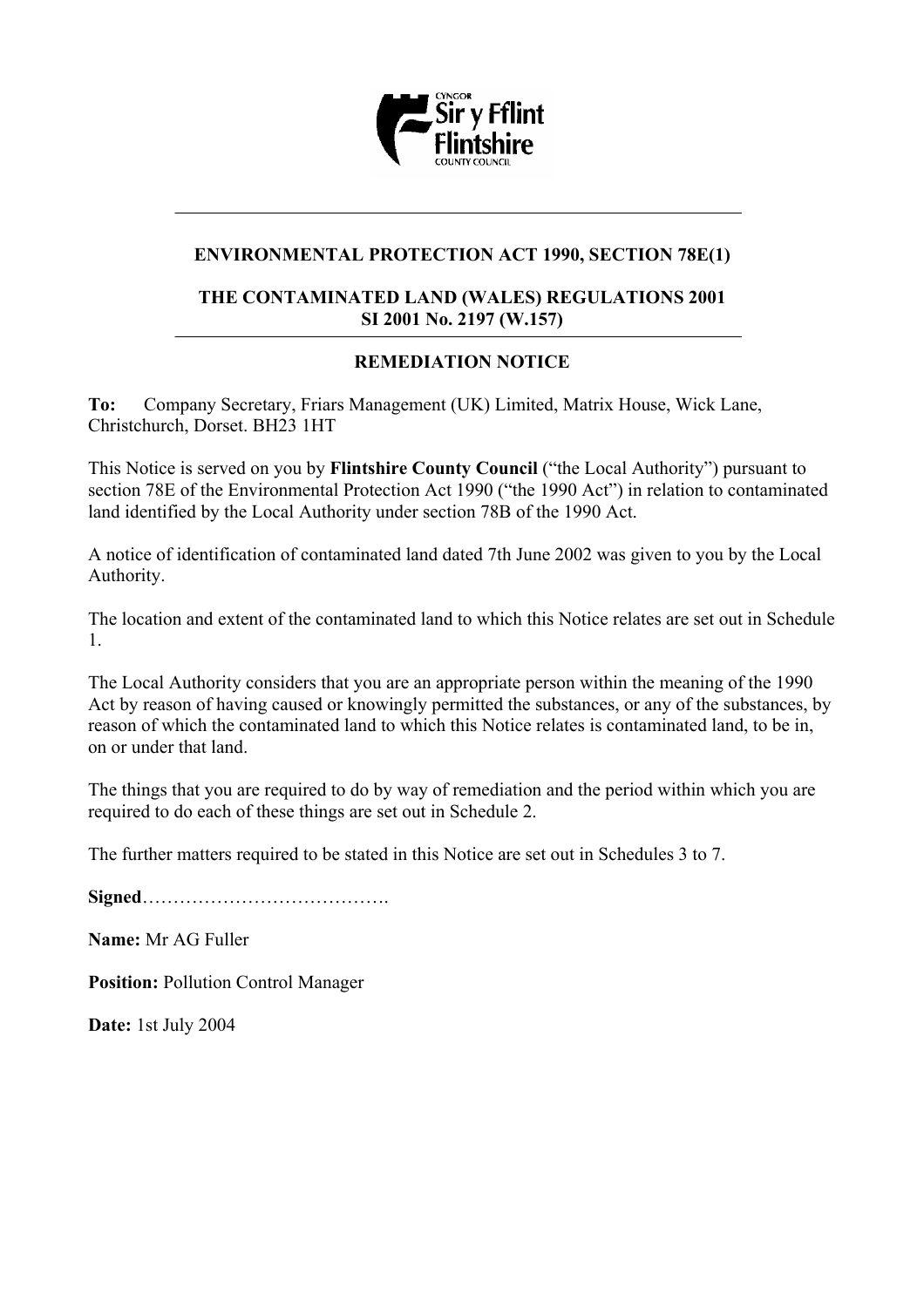**ENVIRONMENTAL PROTECTION ACT 1990, SECTION 78E(1)**

**THE CONTAMINATED LAND (WALES) REGULATIONS 2001**
**SI 2001 No. 2197 (W.157)**

---

**REMEDIATION NOTICE**

**To:** Company Secretary, Friars Management (UK) Limited, Matrix House, Wick Lane, Christchurch, Dorset. BH23 1HT

This Notice is served on you by **Flintshire County Council** ("the Local Authority") pursuant to section 78E of the Environmental Protection Act 1990 ("the 1990 Act") in relation to contaminated land identified by the Local Authority under section 78B of the 1990 Act.

A notice of identification of contaminated land dated 7th June 2002 was given to you by the Local Authority.

The location and extent of the contaminated land to which this Notice relates are set out in Schedule 1.

The Local Authority considers that you are an appropriate person within the meaning of the 1990 Act by reason of having caused or knowingly permitted the substances, or any of the substances, by reason of which the contaminated land to which this Notice relates is contaminated land, to be in, on or under that land.

The things that you are required to do by way of remediation and the period within which you are required to do each of these things are set out in Schedule 2.

The further matters required to be stated in this Notice are set out in Schedules 3 to 7.

**Signed**………………………………….

**Name:** Mr AG Fuller

**Position:** Pollution Control Manager

**Date:** 1st July 2004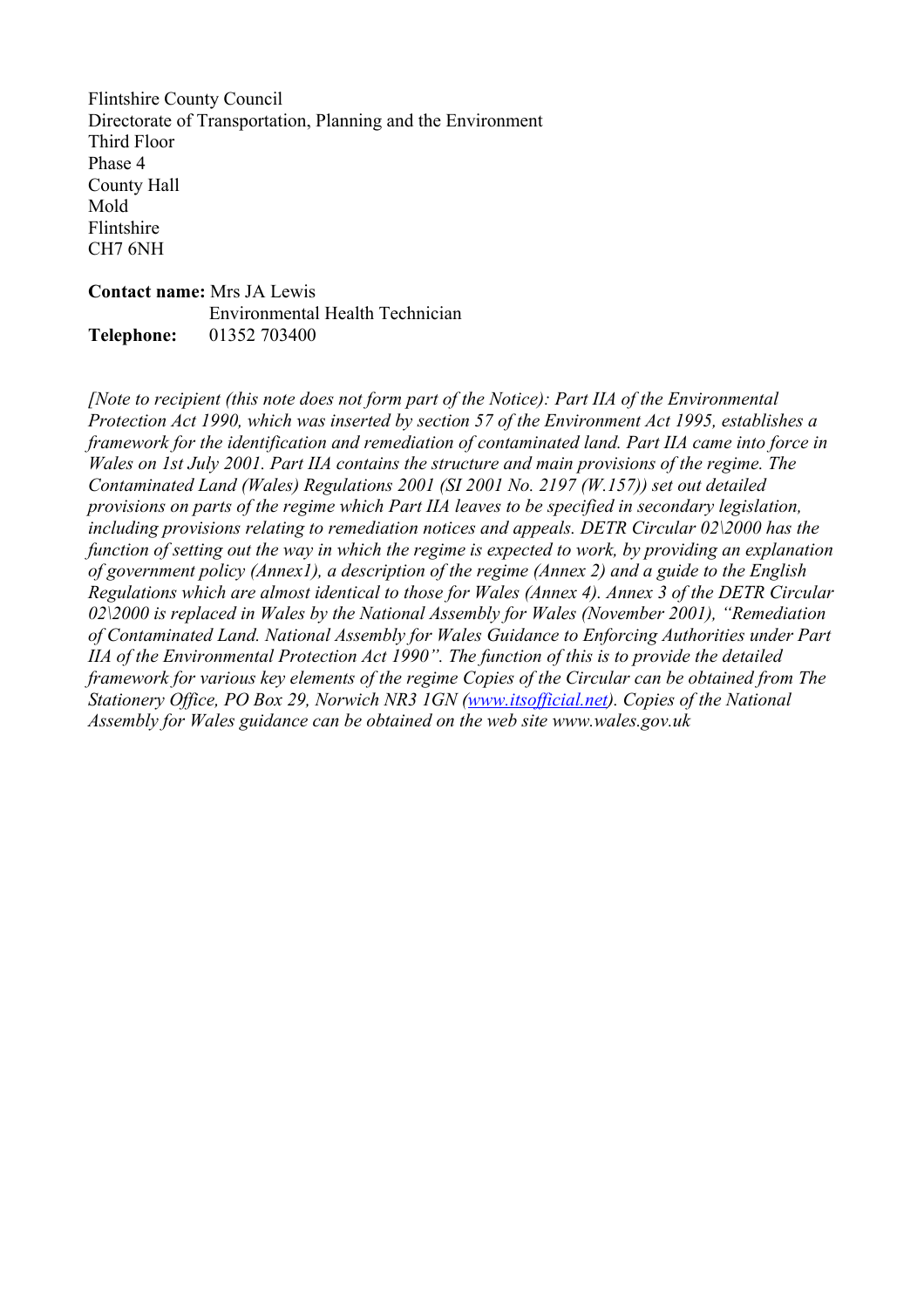Flintshire County Council
Directorate of Transportation, Planning and the Environment
Third Floor
Phase 4
County Hall
Mold
Flintshire
CH7 6NH

**Contact name:** Mrs JA Lewis
Environmental Health Technician
**Telephone:** 01352 703400

*[Note to recipient (this note does not form part of the Notice): Part IIA of the Environmental Protection Act 1990, which was inserted by section 57 of the Environment Act 1995, establishes a framework for the identification and remediation of contaminated land. Part IIA came into force in Wales on 1st July 2001. Part IIA contains the structure and main provisions of the regime. The Contaminated Land (Wales) Regulations 2001 (SI 2001 No. 2197 (W.157)) set out detailed provisions on parts of the regime which Part IIA leaves to be specified in secondary legislation, including provisions relating to remediation notices and appeals. DETR Circular 02\2000 has the function of setting out the way in which the regime is expected to work, by providing an explanation of government policy (Annex1), a description of the regime (Annex 2) and a guide to the English Regulations which are almost identical to those for Wales (Annex 4). Annex 3 of the DETR Circular 02\2000 is replaced in Wales by the National Assembly for Wales (November 2001), "Remediation of Contaminated Land. National Assembly for Wales Guidance to Enforcing Authorities under Part IIA of the Environmental Protection Act 1990". The function of this is to provide the detailed framework for various key elements of the regime Copies of the Circular can be obtained from The Stationery Office, PO Box 29, Norwich NR3 1GN (www.itsofficial.net). Copies of the National Assembly for Wales guidance can be obtained on the web site www.wales.gov.uk*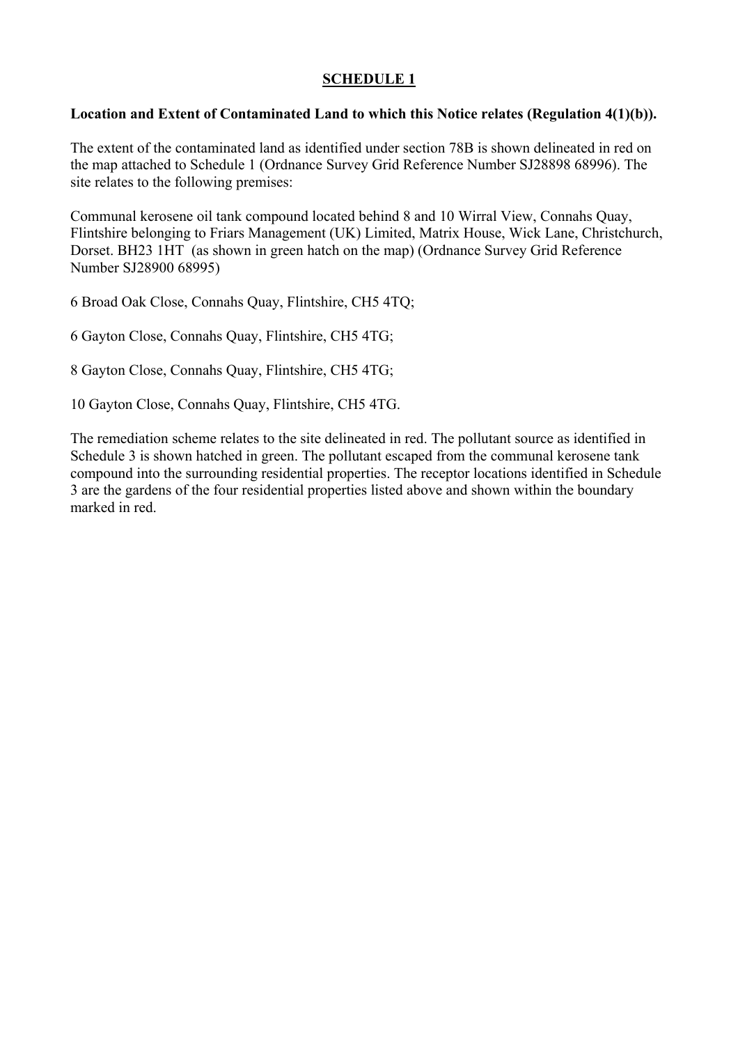## SCHEDULE 1

**Location and Extent of Contaminated Land to which this Notice relates (Regulation 4(1)(b)).**

The extent of the contaminated land as identified under section 78B is shown delineated in red on the map attached to Schedule 1 (Ordnance Survey Grid Reference Number SJ28898 68996). The site relates to the following premises:

Communal kerosene oil tank compound located behind 8 and 10 Wirral View, Connahs Quay, Flintshire belonging to Friars Management (UK) Limited, Matrix House, Wick Lane, Christchurch, Dorset. BH23 1HT (as shown in green hatch on the map) (Ordnance Survey Grid Reference Number SJ28900 68995)

6 Broad Oak Close, Connahs Quay, Flintshire, CH5 4TQ;

6 Gayton Close, Connahs Quay, Flintshire, CH5 4TG;

8 Gayton Close, Connahs Quay, Flintshire, CH5 4TG;

10 Gayton Close, Connahs Quay, Flintshire, CH5 4TG.

The remediation scheme relates to the site delineated in red. The pollutant source as identified in Schedule 3 is shown hatched in green. The pollutant escaped from the communal kerosene tank compound into the surrounding residential properties. The receptor locations identified in Schedule 3 are the gardens of the four residential properties listed above and shown within the boundary marked in red.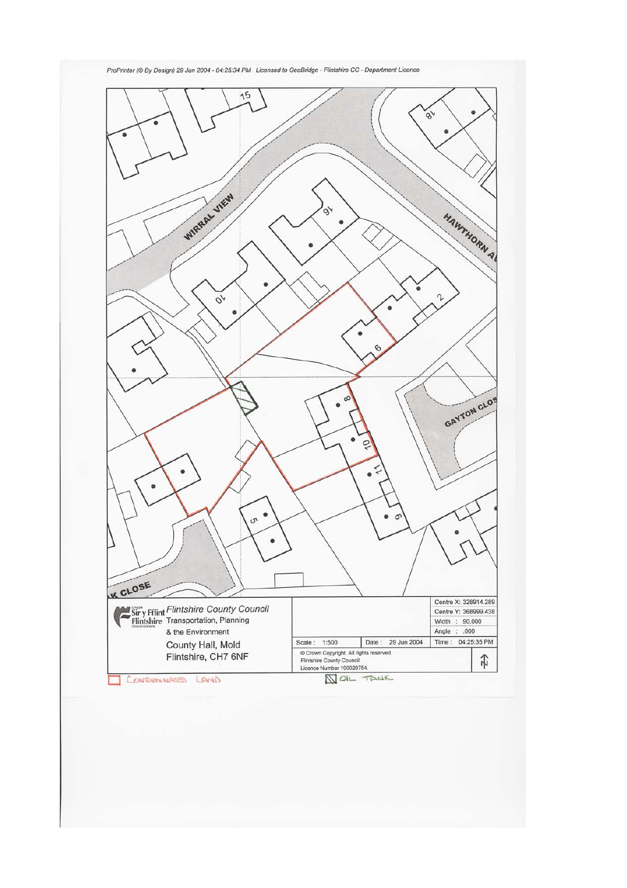ProPrinter (© By Design) 29 Jun 2004 - 04:25:34 PM Licensed to GeoBridge - Flintshire CC - Department Licence

WIRRAL VIEW

HAWTHORN A

GAYTON CLOS

CLOSE

15

18

16

10

2

6

8

10

11

9

5

| Flintshire County Council<br>Transportation, Planning<br>& the Environment<br>County Hall, Mold<br>Flintshire, CH7 6NF | | | Centre X: 328914.289<br>Centre Y: 368999.438<br>Width : 90.000<br>Angle : .000 |
|---|---|---|---|
| | Scale : 1:500 | Date : 29 Jun 2004 | Time : 04:25:35 PM |
| | © Crown Copyright. All rights reserved.<br>Flintshire County Council.<br>Licence Number 100020764. | | N |

CONTAMINATED LAND

OIL TANK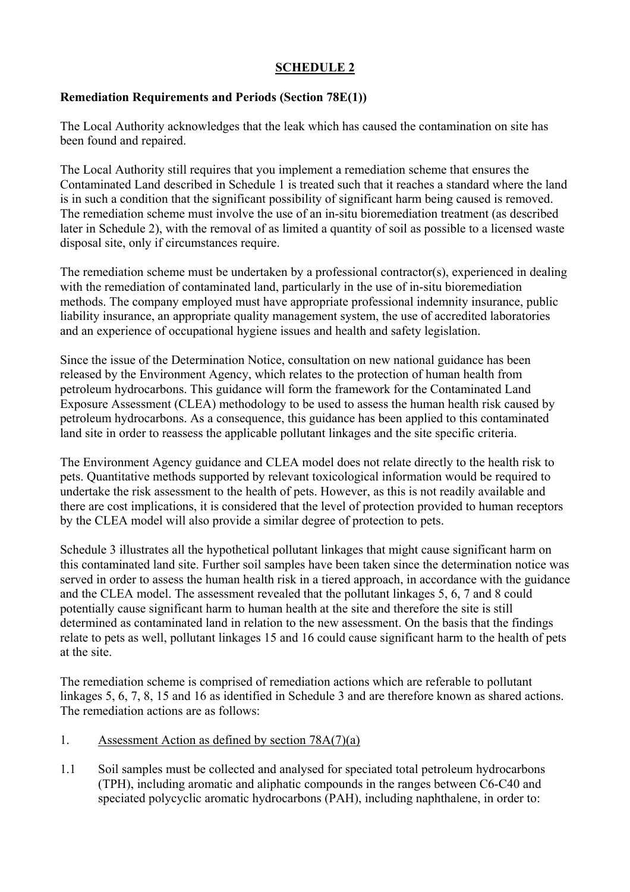# SCHEDULE 2

**Remediation Requirements and Periods (Section 78E(1))**

The Local Authority acknowledges that the leak which has caused the contamination on site has been found and repaired.

The Local Authority still requires that you implement a remediation scheme that ensures the Contaminated Land described in Schedule 1 is treated such that it reaches a standard where the land is in such a condition that the significant possibility of significant harm being caused is removed. The remediation scheme must involve the use of an in-situ bioremediation treatment (as described later in Schedule 2), with the removal of as limited a quantity of soil as possible to a licensed waste disposal site, only if circumstances require.

The remediation scheme must be undertaken by a professional contractor(s), experienced in dealing with the remediation of contaminated land, particularly in the use of in-situ bioremediation methods. The company employed must have appropriate professional indemnity insurance, public liability insurance, an appropriate quality management system, the use of accredited laboratories and an experience of occupational hygiene issues and health and safety legislation.

Since the issue of the Determination Notice, consultation on new national guidance has been released by the Environment Agency, which relates to the protection of human health from petroleum hydrocarbons. This guidance will form the framework for the Contaminated Land Exposure Assessment (CLEA) methodology to be used to assess the human health risk caused by petroleum hydrocarbons. As a consequence, this guidance has been applied to this contaminated land site in order to reassess the applicable pollutant linkages and the site specific criteria.

The Environment Agency guidance and CLEA model does not relate directly to the health risk to pets. Quantitative methods supported by relevant toxicological information would be required to undertake the risk assessment to the health of pets. However, as this is not readily available and there are cost implications, it is considered that the level of protection provided to human receptors by the CLEA model will also provide a similar degree of protection to pets.

Schedule 3 illustrates all the hypothetical pollutant linkages that might cause significant harm on this contaminated land site. Further soil samples have been taken since the determination notice was served in order to assess the human health risk in a tiered approach, in accordance with the guidance and the CLEA model. The assessment revealed that the pollutant linkages 5, 6, 7 and 8 could potentially cause significant harm to human health at the site and therefore the site is still determined as contaminated land in relation to the new assessment. On the basis that the findings relate to pets as well, pollutant linkages 15 and 16 could cause significant harm to the health of pets at the site.

The remediation scheme is comprised of remediation actions which are referable to pollutant linkages 5, 6, 7, 8, 15 and 16 as identified in Schedule 3 and are therefore known as shared actions. The remediation actions are as follows:

1. <u>Assessment Action as defined by section 78A(7)(a)</u>

1.1 Soil samples must be collected and analysed for speciated total petroleum hydrocarbons (TPH), including aromatic and aliphatic compounds in the ranges between C6-C40 and speciated polycyclic aromatic hydrocarbons (PAH), including naphthalene, in order to: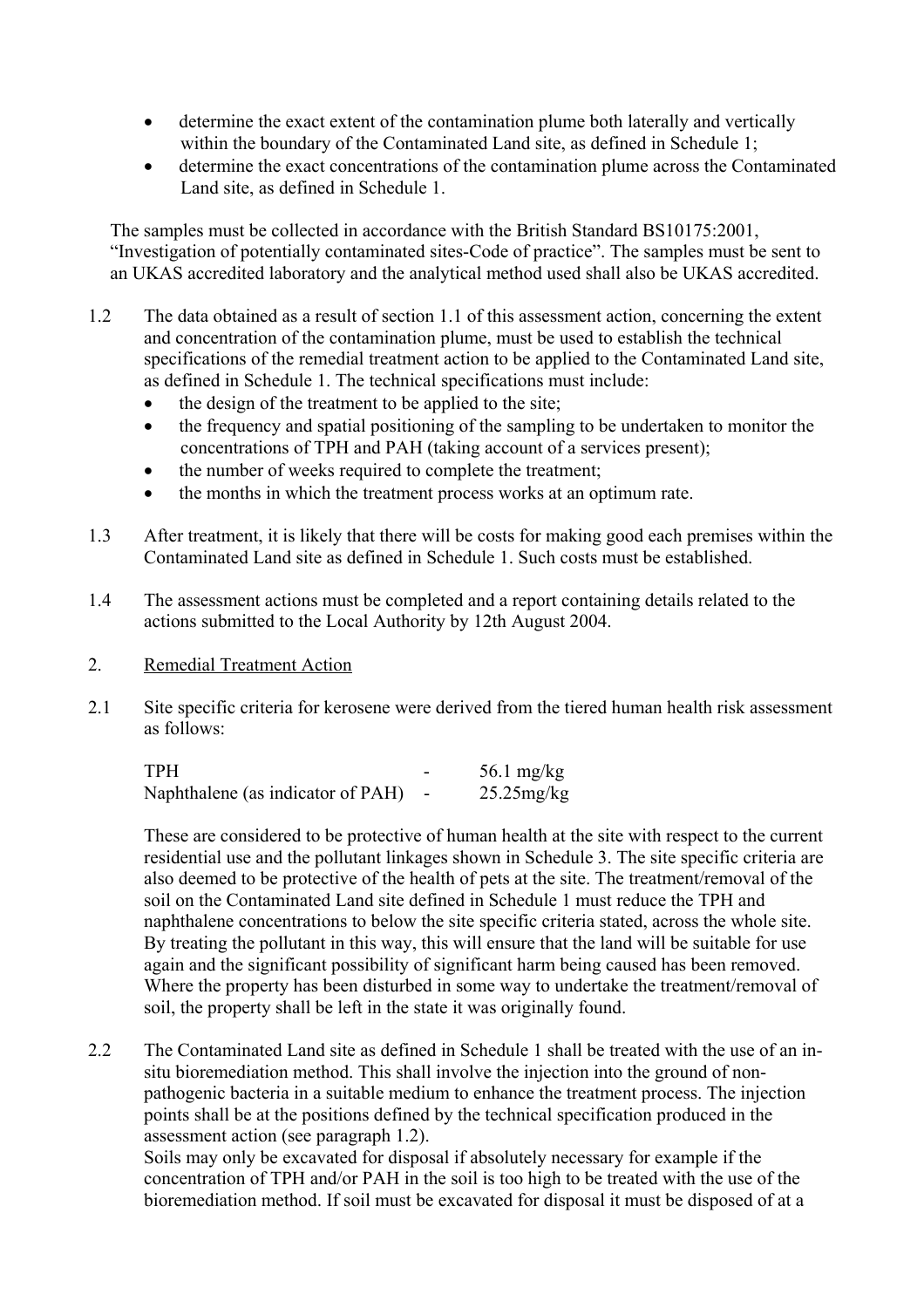- determine the exact extent of the contamination plume both laterally and vertically within the boundary of the Contaminated Land site, as defined in Schedule 1;
- determine the exact concentrations of the contamination plume across the Contaminated Land site, as defined in Schedule 1.

The samples must be collected in accordance with the British Standard BS10175:2001, "Investigation of potentially contaminated sites-Code of practice". The samples must be sent to an UKAS accredited laboratory and the analytical method used shall also be UKAS accredited.

1.2 The data obtained as a result of section 1.1 of this assessment action, concerning the extent and concentration of the contamination plume, must be used to establish the technical specifications of the remedial treatment action to be applied to the Contaminated Land site, as defined in Schedule 1. The technical specifications must include:
   - the design of the treatment to be applied to the site;
   - the frequency and spatial positioning of the sampling to be undertaken to monitor the concentrations of TPH and PAH (taking account of a services present);
   - the number of weeks required to complete the treatment;
   - the months in which the treatment process works at an optimum rate.

1.3 After treatment, it is likely that there will be costs for making good each premises within the Contaminated Land site as defined in Schedule 1. Such costs must be established.

1.4 The assessment actions must be completed and a report containing details related to the actions submitted to the Local Authority by 12th August 2004.

2. <u>Remedial Treatment Action</u>

2.1 Site specific criteria for kerosene were derived from the tiered human health risk assessment as follows:

| | | |
|---|---|---|
| TPH | - | 56.1 mg/kg |
| Naphthalene (as indicator of PAH) | - | 25.25mg/kg |

These are considered to be protective of human health at the site with respect to the current residential use and the pollutant linkages shown in Schedule 3. The site specific criteria are also deemed to be protective of the health of pets at the site. The treatment/removal of the soil on the Contaminated Land site defined in Schedule 1 must reduce the TPH and naphthalene concentrations to below the site specific criteria stated, across the whole site. By treating the pollutant in this way, this will ensure that the land will be suitable for use again and the significant possibility of significant harm being caused has been removed. Where the property has been disturbed in some way to undertake the treatment/removal of soil, the property shall be left in the state it was originally found.

2.2 The Contaminated Land site as defined in Schedule 1 shall be treated with the use of an in-situ bioremediation method. This shall involve the injection into the ground of non-pathogenic bacteria in a suitable medium to enhance the treatment process. The injection points shall be at the positions defined by the technical specification produced in the assessment action (see paragraph 1.2).
Soils may only be excavated for disposal if absolutely necessary for example if the concentration of TPH and/or PAH in the soil is too high to be treated with the use of the bioremediation method. If soil must be excavated for disposal it must be disposed of at a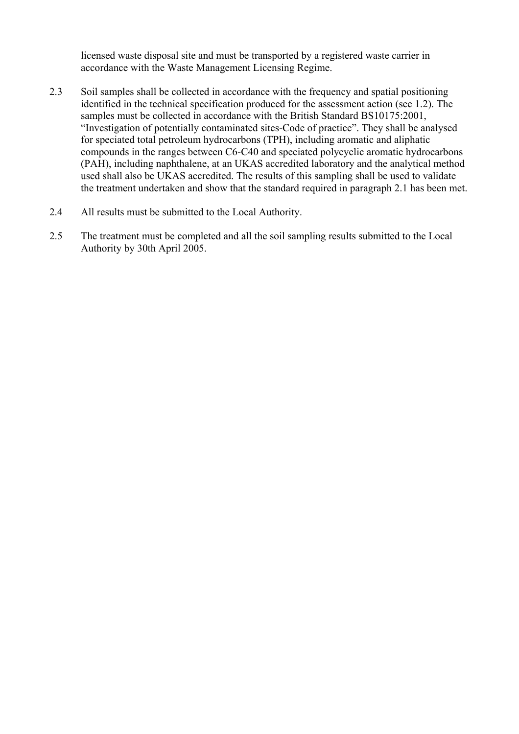licensed waste disposal site and must be transported by a registered waste carrier in accordance with the Waste Management Licensing Regime.

2.3 Soil samples shall be collected in accordance with the frequency and spatial positioning identified in the technical specification produced for the assessment action (see 1.2). The samples must be collected in accordance with the British Standard BS10175:2001, “Investigation of potentially contaminated sites-Code of practice”. They shall be analysed for speciated total petroleum hydrocarbons (TPH), including aromatic and aliphatic compounds in the ranges between C6-C40 and speciated polycyclic aromatic hydrocarbons (PAH), including naphthalene, at an UKAS accredited laboratory and the analytical method used shall also be UKAS accredited. The results of this sampling shall be used to validate the treatment undertaken and show that the standard required in paragraph 2.1 has been met.

2.4 All results must be submitted to the Local Authority.

2.5 The treatment must be completed and all the soil sampling results submitted to the Local Authority by 30th April 2005.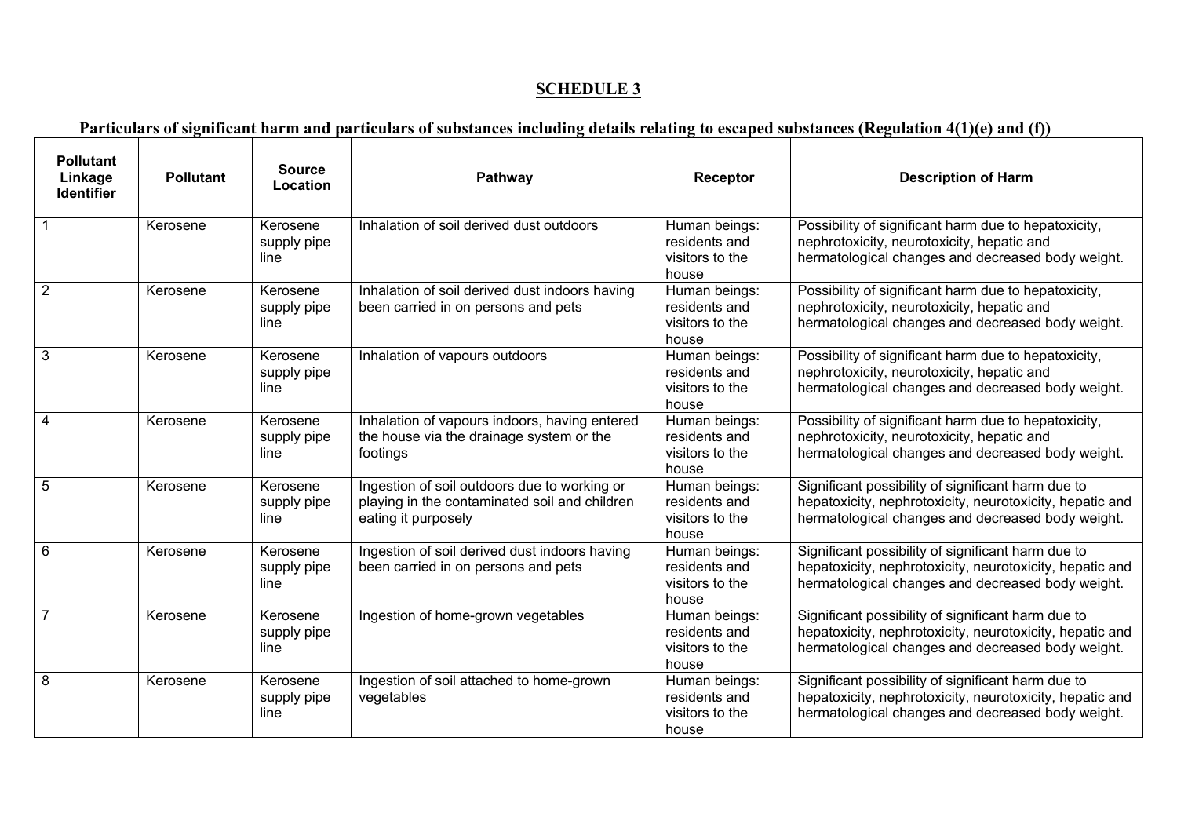## SCHEDULE 3

### Particulars of significant harm and particulars of substances including details relating to escaped substances (Regulation 4(1)(e) and (f))

| Pollutant Linkage Identifier | Pollutant | Source Location | Pathway | Receptor | Description of Harm |
|---|---|---|---|---|---|
| 1 | Kerosene | Kerosene supply pipe line | Inhalation of soil derived dust outdoors | Human beings: residents and visitors to the house | Possibility of significant harm due to hepatoxicity, nephrotoxicity, neurotoxicity, hepatic and hermatological changes and decreased body weight. |
| 2 | Kerosene | Kerosene supply pipe line | Inhalation of soil derived dust indoors having been carried in on persons and pets | Human beings: residents and visitors to the house | Possibility of significant harm due to hepatoxicity, nephrotoxicity, neurotoxicity, hepatic and hermatological changes and decreased body weight. |
| 3 | Kerosene | Kerosene supply pipe line | Inhalation of vapours outdoors | Human beings: residents and visitors to the house | Possibility of significant harm due to hepatoxicity, nephrotoxicity, neurotoxicity, hepatic and hermatological changes and decreased body weight. |
| 4 | Kerosene | Kerosene supply pipe line | Inhalation of vapours indoors, having entered the house via the drainage system or the footings | Human beings: residents and visitors to the house | Possibility of significant harm due to hepatoxicity, nephrotoxicity, neurotoxicity, hepatic and hermatological changes and decreased body weight. |
| 5 | Kerosene | Kerosene supply pipe line | Ingestion of soil outdoors due to working or playing in the contaminated soil and children eating it purposely | Human beings: residents and visitors to the house | Significant possibility of significant harm due to hepatoxicity, nephrotoxicity, neurotoxicity, hepatic and hermatological changes and decreased body weight. |
| 6 | Kerosene | Kerosene supply pipe line | Ingestion of soil derived dust indoors having been carried in on persons and pets | Human beings: residents and visitors to the house | Significant possibility of significant harm due to hepatoxicity, nephrotoxicity, neurotoxicity, hepatic and hermatological changes and decreased body weight. |
| 7 | Kerosene | Kerosene supply pipe line | Ingestion of home-grown vegetables | Human beings: residents and visitors to the house | Significant possibility of significant harm due to hepatoxicity, nephrotoxicity, neurotoxicity, hepatic and hermatological changes and decreased body weight. |
| 8 | Kerosene | Kerosene supply pipe line | Ingestion of soil attached to home-grown vegetables | Human beings: residents and visitors to the house | Significant possibility of significant harm due to hepatoxicity, nephrotoxicity, neurotoxicity, hepatic and hermatological changes and decreased body weight. |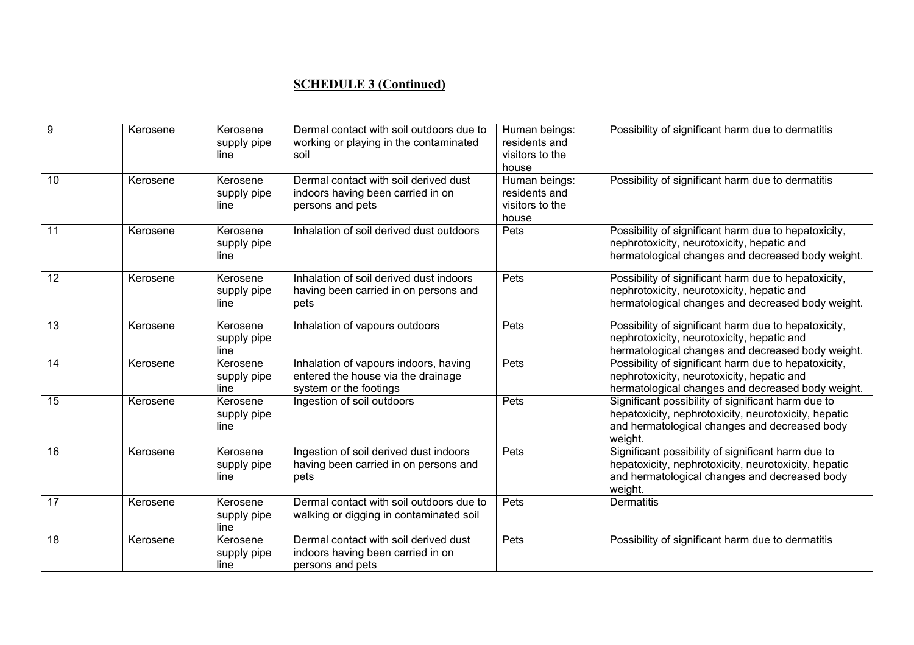## SCHEDULE 3 (Continued)

| | | | | | |
|---|---|---|---|---|---|
| 9 | Kerosene | Kerosene supply pipe line | Dermal contact with soil outdoors due to working or playing in the contaminated soil | Human beings: residents and visitors to the house | Possibility of significant harm due to dermatitis |
| 10 | Kerosene | Kerosene supply pipe line | Dermal contact with soil derived dust indoors having been carried in on persons and pets | Human beings: residents and visitors to the house | Possibility of significant harm due to dermatitis |
| 11 | Kerosene | Kerosene supply pipe line | Inhalation of soil derived dust outdoors | Pets | Possibility of significant harm due to hepatoxicity, nephrotoxicity, neurotoxicity, hepatic and hermatological changes and decreased body weight. |
| 12 | Kerosene | Kerosene supply pipe line | Inhalation of soil derived dust indoors having been carried in on persons and pets | Pets | Possibility of significant harm due to hepatoxicity, nephrotoxicity, neurotoxicity, hepatic and hermatological changes and decreased body weight. |
| 13 | Kerosene | Kerosene supply pipe line | Inhalation of vapours outdoors | Pets | Possibility of significant harm due to hepatoxicity, nephrotoxicity, neurotoxicity, hepatic and hermatological changes and decreased body weight. |
| 14 | Kerosene | Kerosene supply pipe line | Inhalation of vapours indoors, having entered the house via the drainage system or the footings | Pets | Possibility of significant harm due to hepatoxicity, nephrotoxicity, neurotoxicity, hepatic and hermatological changes and decreased body weight. |
| 15 | Kerosene | Kerosene supply pipe line | Ingestion of soil outdoors | Pets | Significant possibility of significant harm due to hepatoxicity, nephrotoxicity, neurotoxicity, hepatic and hermatological changes and decreased body weight. |
| 16 | Kerosene | Kerosene supply pipe line | Ingestion of soil derived dust indoors having been carried in on persons and pets | Pets | Significant possibility of significant harm due to hepatoxicity, nephrotoxicity, neurotoxicity, hepatic and hermatological changes and decreased body weight. |
| 17 | Kerosene | Kerosene supply pipe line | Dermal contact with soil outdoors due to walking or digging in contaminated soil | Pets | Dermatitis |
| 18 | Kerosene | Kerosene supply pipe line | Dermal contact with soil derived dust indoors having been carried in on persons and pets | Pets | Possibility of significant harm due to dermatitis |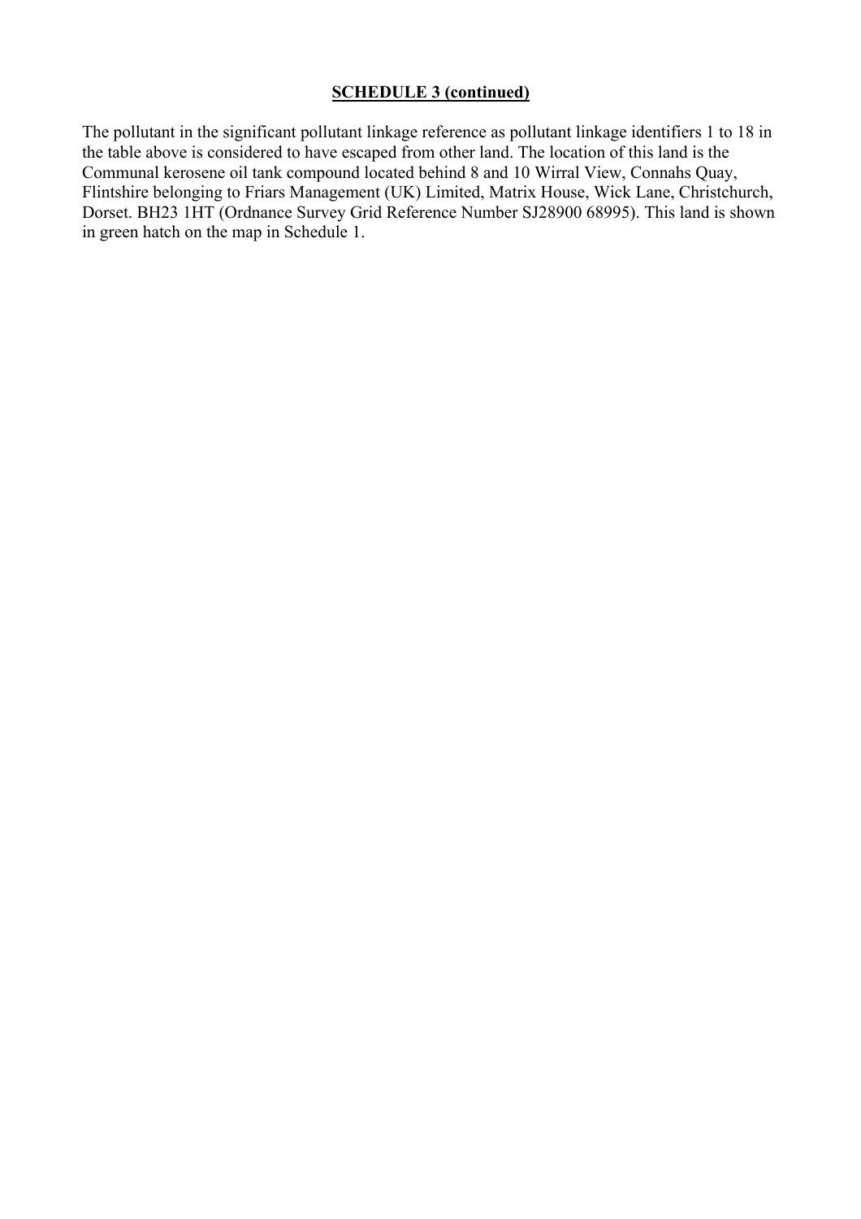## **SCHEDULE 3 (continued)**

The pollutant in the significant pollutant linkage reference as pollutant linkage identifiers 1 to 18 in the table above is considered to have escaped from other land. The location of this land is the Communal kerosene oil tank compound located behind 8 and 10 Wirral View, Connahs Quay, Flintshire belonging to Friars Management (UK) Limited, Matrix House, Wick Lane, Christchurch, Dorset. BH23 1HT (Ordnance Survey Grid Reference Number SJ28900 68995). This land is shown in green hatch on the map in Schedule 1.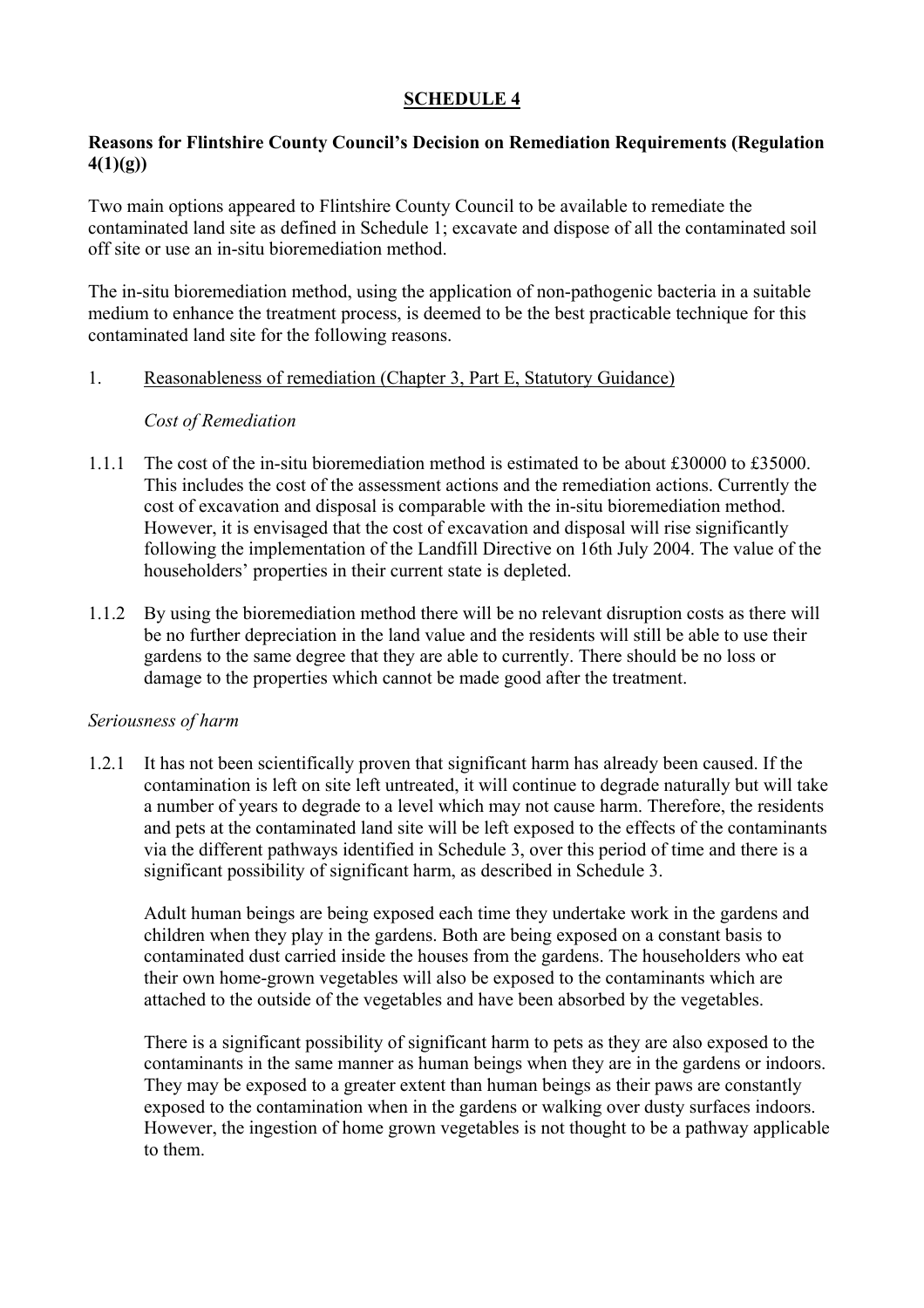## SCHEDULE 4

**Reasons for Flintshire County Council's Decision on Remediation Requirements (Regulation 4(1)(g))**

Two main options appeared to Flintshire County Council to be available to remediate the contaminated land site as defined in Schedule 1; excavate and dispose of all the contaminated soil off site or use an in-situ bioremediation method.

The in-situ bioremediation method, using the application of non-pathogenic bacteria in a suitable medium to enhance the treatment process, is deemed to be the best practicable technique for this contaminated land site for the following reasons.

1. Reasonableness of remediation (Chapter 3, Part E, Statutory Guidance)

   *Cost of Remediation*

1.1.1 The cost of the in-situ bioremediation method is estimated to be about £30000 to £35000. This includes the cost of the assessment actions and the remediation actions. Currently the cost of excavation and disposal is comparable with the in-situ bioremediation method. However, it is envisaged that the cost of excavation and disposal will rise significantly following the implementation of the Landfill Directive on 16th July 2004. The value of the householders' properties in their current state is depleted.

1.1.2 By using the bioremediation method there will be no relevant disruption costs as there will be no further depreciation in the land value and the residents will still be able to use their gardens to the same degree that they are able to currently. There should be no loss or damage to the properties which cannot be made good after the treatment.

*Seriousness of harm*

1.2.1 It has not been scientifically proven that significant harm has already been caused. If the contamination is left on site left untreated, it will continue to degrade naturally but will take a number of years to degrade to a level which may not cause harm. Therefore, the residents and pets at the contaminated land site will be left exposed to the effects of the contaminants via the different pathways identified in Schedule 3, over this period of time and there is a significant possibility of significant harm, as described in Schedule 3.

   Adult human beings are being exposed each time they undertake work in the gardens and children when they play in the gardens. Both are being exposed on a constant basis to contaminated dust carried inside the houses from the gardens. The householders who eat their own home-grown vegetables will also be exposed to the contaminants which are attached to the outside of the vegetables and have been absorbed by the vegetables.

   There is a significant possibility of significant harm to pets as they are also exposed to the contaminants in the same manner as human beings when they are in the gardens or indoors. They may be exposed to a greater extent than human beings as their paws are constantly exposed to the contamination when in the gardens or walking over dusty surfaces indoors. However, the ingestion of home grown vegetables is not thought to be a pathway applicable to them.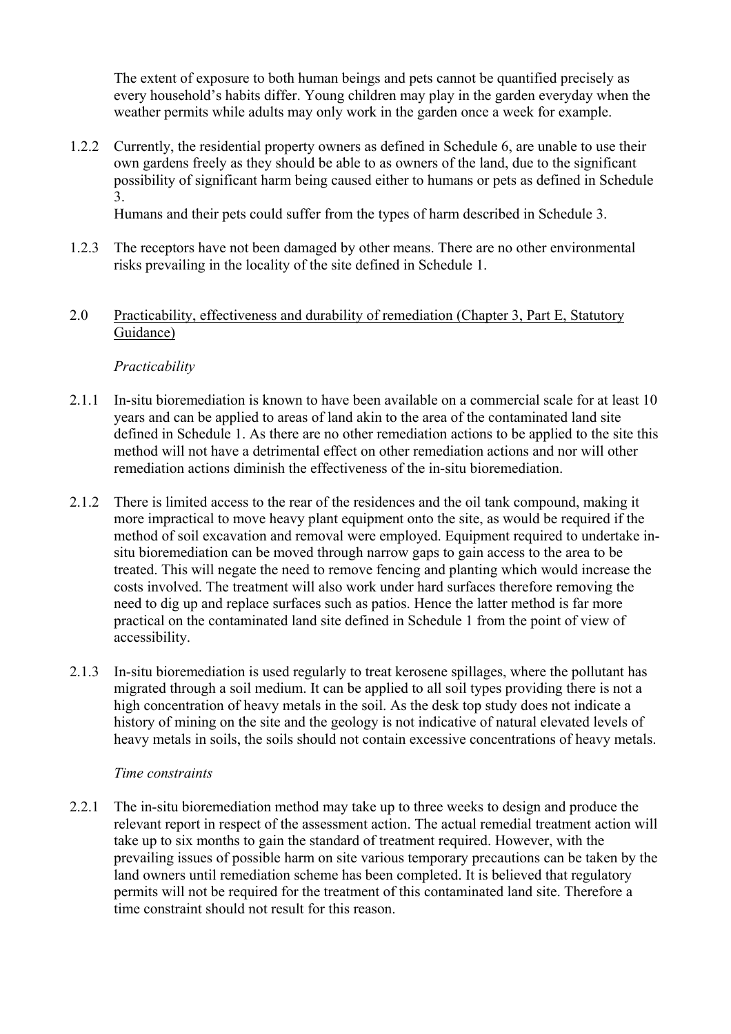The extent of exposure to both human beings and pets cannot be quantified precisely as every household's habits differ. Young children may play in the garden everyday when the weather permits while adults may only work in the garden once a week for example.

1.2.2 Currently, the residential property owners as defined in Schedule 6, are unable to use their own gardens freely as they should be able to as owners of the land, due to the significant possibility of significant harm being caused either to humans or pets as defined in Schedule 3.
Humans and their pets could suffer from the types of harm described in Schedule 3.

1.2.3 The receptors have not been damaged by other means. There are no other environmental risks prevailing in the locality of the site defined in Schedule 1.

## 2.0 Practicability, effectiveness and durability of remediation (Chapter 3, Part E, Statutory Guidance)

*Practicability*

2.1.1 In-situ bioremediation is known to have been available on a commercial scale for at least 10 years and can be applied to areas of land akin to the area of the contaminated land site defined in Schedule 1. As there are no other remediation actions to be applied to the site this method will not have a detrimental effect on other remediation actions and nor will other remediation actions diminish the effectiveness of the in-situ bioremediation.

2.1.2 There is limited access to the rear of the residences and the oil tank compound, making it more impractical to move heavy plant equipment onto the site, as would be required if the method of soil excavation and removal were employed. Equipment required to undertake in-situ bioremediation can be moved through narrow gaps to gain access to the area to be treated. This will negate the need to remove fencing and planting which would increase the costs involved. The treatment will also work under hard surfaces therefore removing the need to dig up and replace surfaces such as patios. Hence the latter method is far more practical on the contaminated land site defined in Schedule 1 from the point of view of accessibility.

2.1.3 In-situ bioremediation is used regularly to treat kerosene spillages, where the pollutant has migrated through a soil medium. It can be applied to all soil types providing there is not a high concentration of heavy metals in the soil. As the desk top study does not indicate a history of mining on the site and the geology is not indicative of natural elevated levels of heavy metals in soils, the soils should not contain excessive concentrations of heavy metals.

*Time constraints*

2.2.1 The in-situ bioremediation method may take up to three weeks to design and produce the relevant report in respect of the assessment action. The actual remedial treatment action will take up to six months to gain the standard of treatment required. However, with the prevailing issues of possible harm on site various temporary precautions can be taken by the land owners until remediation scheme has been completed. It is believed that regulatory permits will not be required for the treatment of this contaminated land site. Therefore a time constraint should not result for this reason.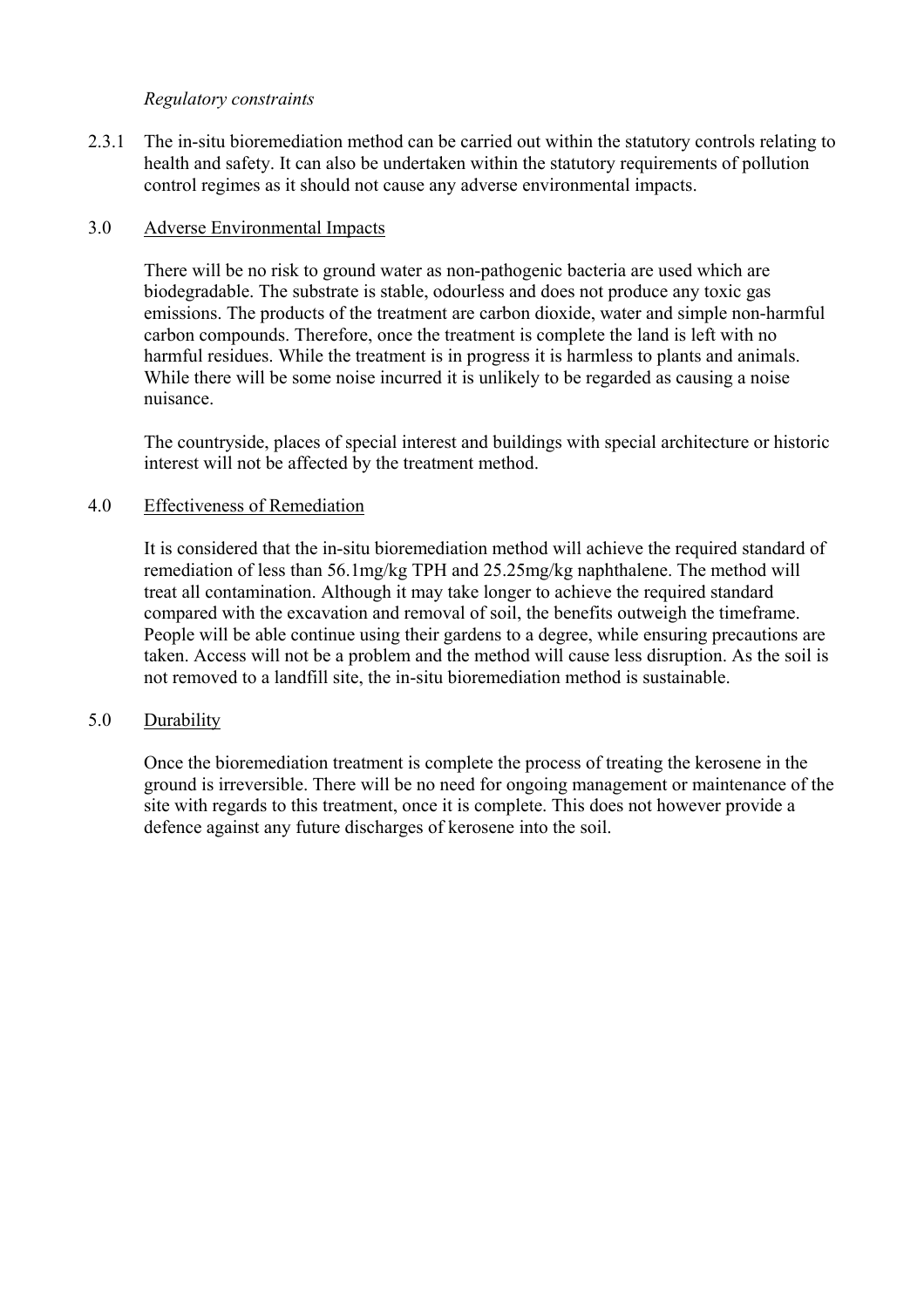*Regulatory constraints*

2.3.1 The in-situ bioremediation method can be carried out within the statutory controls relating to health and safety. It can also be undertaken within the statutory requirements of pollution control regimes as it should not cause any adverse environmental impacts.

## 3.0 Adverse Environmental Impacts

There will be no risk to ground water as non-pathogenic bacteria are used which are biodegradable. The substrate is stable, odourless and does not produce any toxic gas emissions. The products of the treatment are carbon dioxide, water and simple non-harmful carbon compounds. Therefore, once the treatment is complete the land is left with no harmful residues. While the treatment is in progress it is harmless to plants and animals. While there will be some noise incurred it is unlikely to be regarded as causing a noise nuisance.

The countryside, places of special interest and buildings with special architecture or historic interest will not be affected by the treatment method.

## 4.0 Effectiveness of Remediation

It is considered that the in-situ bioremediation method will achieve the required standard of remediation of less than 56.1mg/kg TPH and 25.25mg/kg naphthalene. The method will treat all contamination. Although it may take longer to achieve the required standard compared with the excavation and removal of soil, the benefits outweigh the timeframe. People will be able continue using their gardens to a degree, while ensuring precautions are taken. Access will not be a problem and the method will cause less disruption. As the soil is not removed to a landfill site, the in-situ bioremediation method is sustainable.

## 5.0 Durability

Once the bioremediation treatment is complete the process of treating the kerosene in the ground is irreversible. There will be no need for ongoing management or maintenance of the site with regards to this treatment, once it is complete. This does not however provide a defence against any future discharges of kerosene into the soil.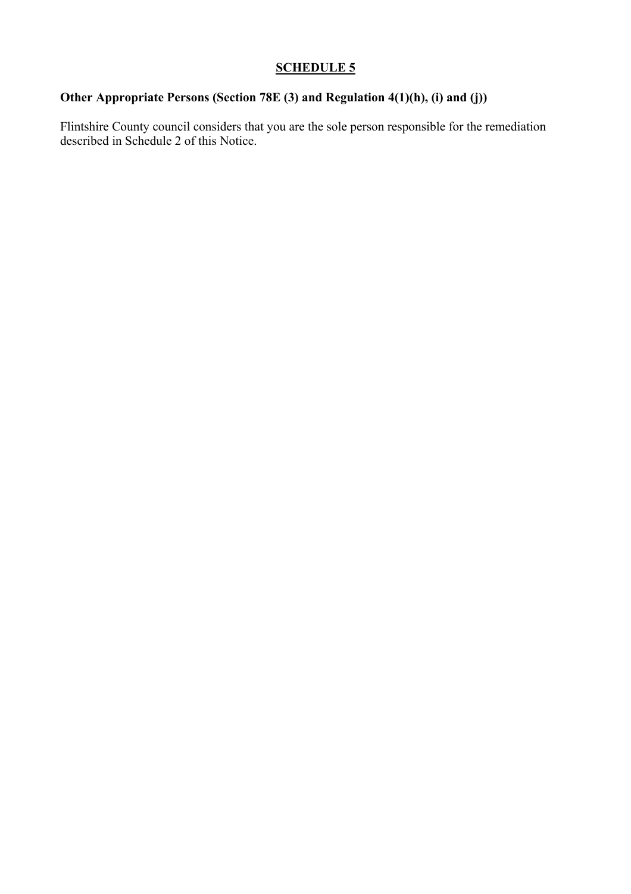## SCHEDULE 5

**Other Appropriate Persons (Section 78E (3) and Regulation 4(1)(h), (i) and (j))**

Flintshire County council considers that you are the sole person responsible for the remediation described in Schedule 2 of this Notice.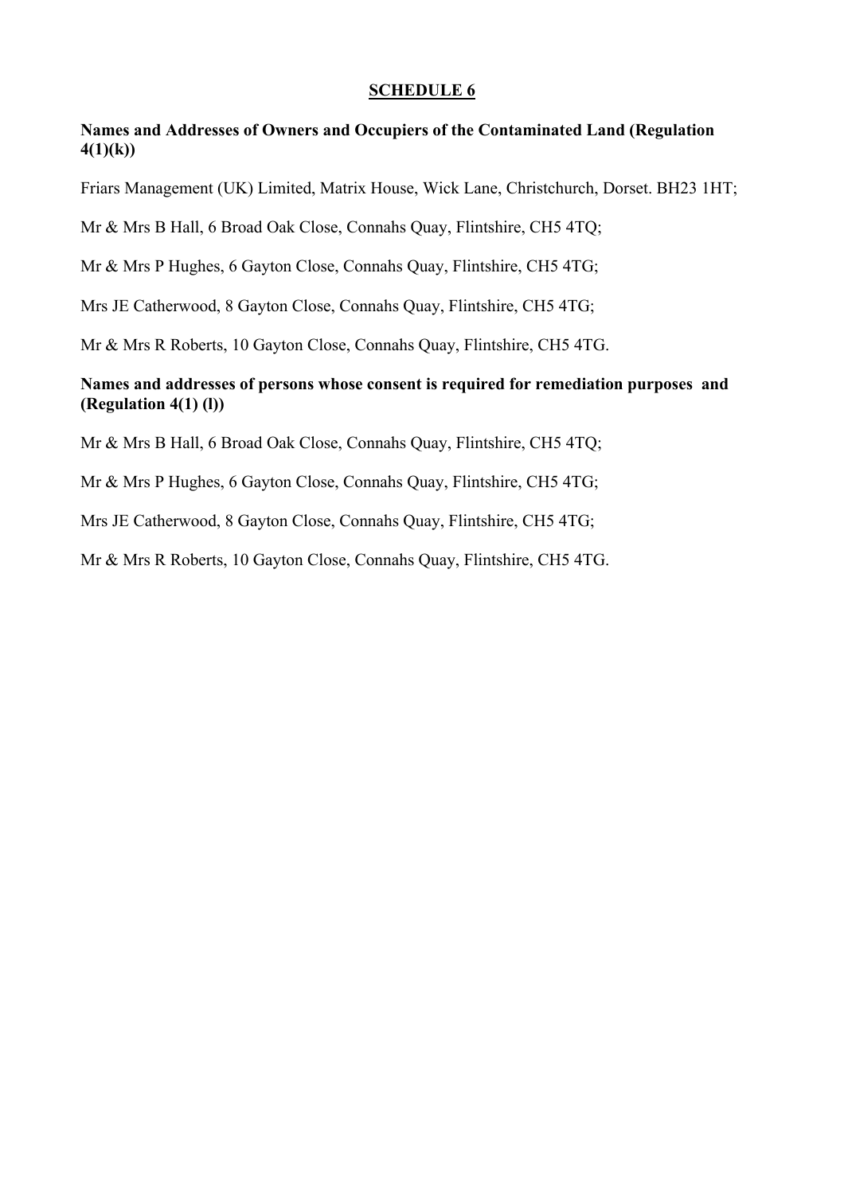## SCHEDULE 6

**Names and Addresses of Owners and Occupiers of the Contaminated Land (Regulation 4(1)(k))**

Friars Management (UK) Limited, Matrix House, Wick Lane, Christchurch, Dorset. BH23 1HT;

Mr & Mrs B Hall, 6 Broad Oak Close, Connahs Quay, Flintshire, CH5 4TQ;

Mr & Mrs P Hughes, 6 Gayton Close, Connahs Quay, Flintshire, CH5 4TG;

Mrs JE Catherwood, 8 Gayton Close, Connahs Quay, Flintshire, CH5 4TG;

Mr & Mrs R Roberts, 10 Gayton Close, Connahs Quay, Flintshire, CH5 4TG.

**Names and addresses of persons whose consent is required for remediation purposes and (Regulation 4(1) (l))**

Mr & Mrs B Hall, 6 Broad Oak Close, Connahs Quay, Flintshire, CH5 4TQ;

Mr & Mrs P Hughes, 6 Gayton Close, Connahs Quay, Flintshire, CH5 4TG;

Mrs JE Catherwood, 8 Gayton Close, Connahs Quay, Flintshire, CH5 4TG;

Mr & Mrs R Roberts, 10 Gayton Close, Connahs Quay, Flintshire, CH5 4TG.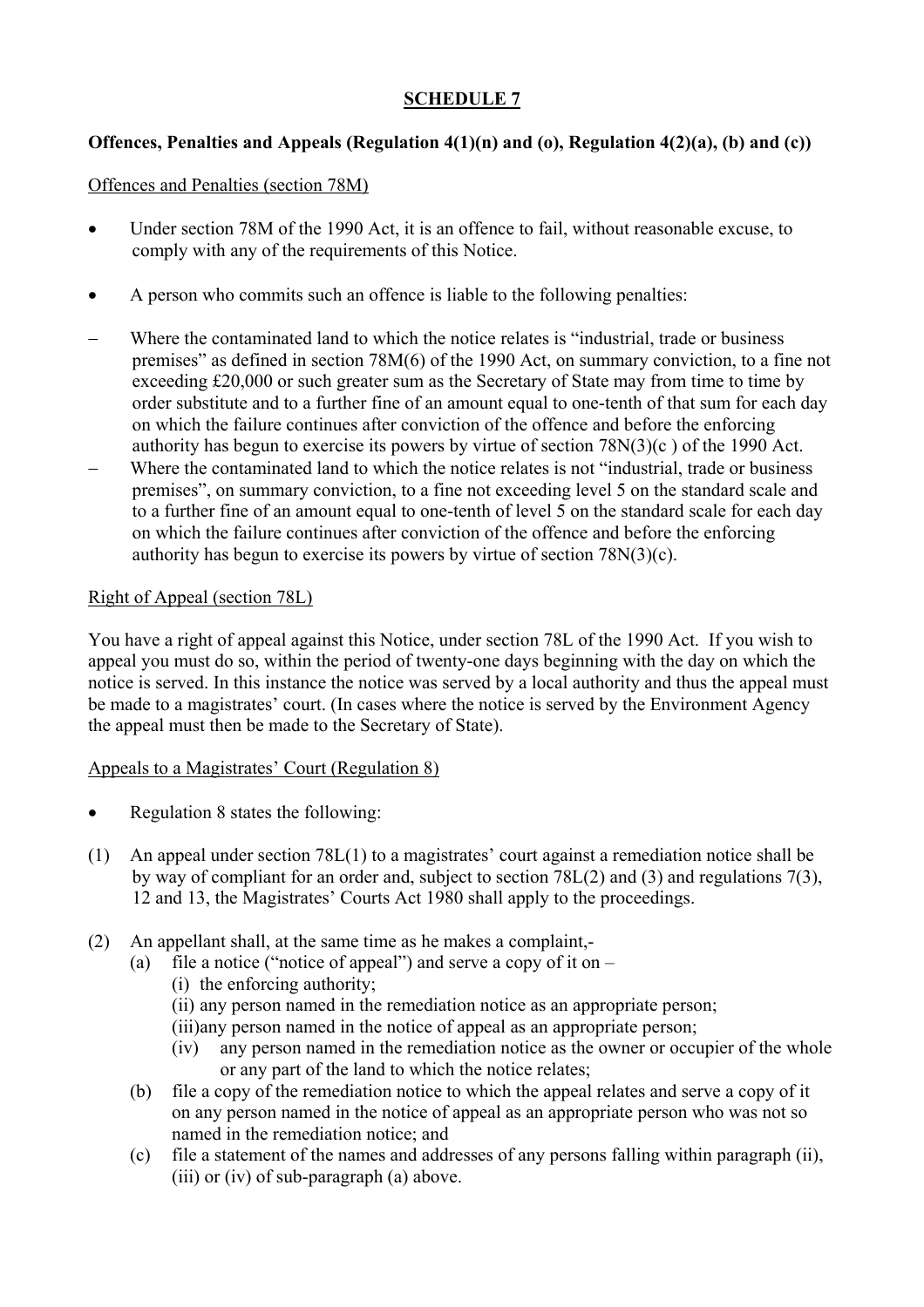# SCHEDULE 7

**Offences, Penalties and Appeals (Regulation 4(1)(n) and (o), Regulation 4(2)(a), (b) and (c))**

Offences and Penalties (section 78M)

- Under section 78M of the 1990 Act, it is an offence to fail, without reasonable excuse, to comply with any of the requirements of this Notice.
- A person who commits such an offence is liable to the following penalties:

– Where the contaminated land to which the notice relates is "industrial, trade or business premises" as defined in section 78M(6) of the 1990 Act, on summary conviction, to a fine not exceeding £20,000 or such greater sum as the Secretary of State may from time to time by order substitute and to a further fine of an amount equal to one-tenth of that sum for each day on which the failure continues after conviction of the offence and before the enforcing authority has begun to exercise its powers by virtue of section 78N(3)(c ) of the 1990 Act.

– Where the contaminated land to which the notice relates is not "industrial, trade or business premises", on summary conviction, to a fine not exceeding level 5 on the standard scale and to a further fine of an amount equal to one-tenth of level 5 on the standard scale for each day on which the failure continues after conviction of the offence and before the enforcing authority has begun to exercise its powers by virtue of section 78N(3)(c).

Right of Appeal (section 78L)

You have a right of appeal against this Notice, under section 78L of the 1990 Act. If you wish to appeal you must do so, within the period of twenty-one days beginning with the day on which the notice is served. In this instance the notice was served by a local authority and thus the appeal must be made to a magistrates' court. (In cases where the notice is served by the Environment Agency the appeal must then be made to the Secretary of State).

Appeals to a Magistrates' Court (Regulation 8)

- Regulation 8 states the following:

(1) An appeal under section 78L(1) to a magistrates' court against a remediation notice shall be by way of compliant for an order and, subject to section 78L(2) and (3) and regulations 7(3), 12 and 13, the Magistrates' Courts Act 1980 shall apply to the proceedings.

(2) An appellant shall, at the same time as he makes a complaint,-
  - (a) file a notice ("notice of appeal") and serve a copy of it on –
    - (i) the enforcing authority;
    - (ii) any person named in the remediation notice as an appropriate person;
    - (iii) any person named in the notice of appeal as an appropriate person;
    - (iv) any person named in the remediation notice as the owner or occupier of the whole or any part of the land to which the notice relates;
  - (b) file a copy of the remediation notice to which the appeal relates and serve a copy of it on any person named in the notice of appeal as an appropriate person who was not so named in the remediation notice; and
  - (c) file a statement of the names and addresses of any persons falling within paragraph (ii), (iii) or (iv) of sub-paragraph (a) above.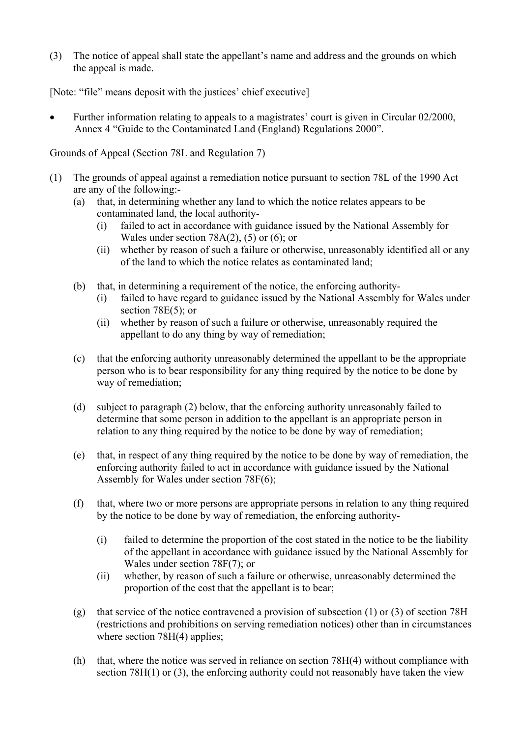(3) The notice of appeal shall state the appellant's name and address and the grounds on which the appeal is made.

[Note: "file" means deposit with the justices' chief executive]

- Further information relating to appeals to a magistrates' court is given in Circular 02/2000, Annex 4 "Guide to the Contaminated Land (England) Regulations 2000".

Grounds of Appeal (Section 78L and Regulation 7)

(1) The grounds of appeal against a remediation notice pursuant to section 78L of the 1990 Act are any of the following:-

  (a) that, in determining whether any land to which the notice relates appears to be contaminated land, the local authority-
    (i) failed to act in accordance with guidance issued by the National Assembly for Wales under section 78A(2), (5) or (6); or
    (ii) whether by reason of such a failure or otherwise, unreasonably identified all or any of the land to which the notice relates as contaminated land;

  (b) that, in determining a requirement of the notice, the enforcing authority-
    (i) failed to have regard to guidance issued by the National Assembly for Wales under section 78E(5); or
    (ii) whether by reason of such a failure or otherwise, unreasonably required the appellant to do any thing by way of remediation;

  (c) that the enforcing authority unreasonably determined the appellant to be the appropriate person who is to bear responsibility for any thing required by the notice to be done by way of remediation;

  (d) subject to paragraph (2) below, that the enforcing authority unreasonably failed to determine that some person in addition to the appellant is an appropriate person in relation to any thing required by the notice to be done by way of remediation;

  (e) that, in respect of any thing required by the notice to be done by way of remediation, the enforcing authority failed to act in accordance with guidance issued by the National Assembly for Wales under section 78F(6);

  (f) that, where two or more persons are appropriate persons in relation to any thing required by the notice to be done by way of remediation, the enforcing authority-
    (i) failed to determine the proportion of the cost stated in the notice to be the liability of the appellant in accordance with guidance issued by the National Assembly for Wales under section 78F(7); or
    (ii) whether, by reason of such a failure or otherwise, unreasonably determined the proportion of the cost that the appellant is to bear;

  (g) that service of the notice contravened a provision of subsection (1) or (3) of section 78H (restrictions and prohibitions on serving remediation notices) other than in circumstances where section 78H(4) applies;

  (h) that, where the notice was served in reliance on section 78H(4) without compliance with section 78H(1) or (3), the enforcing authority could not reasonably have taken the view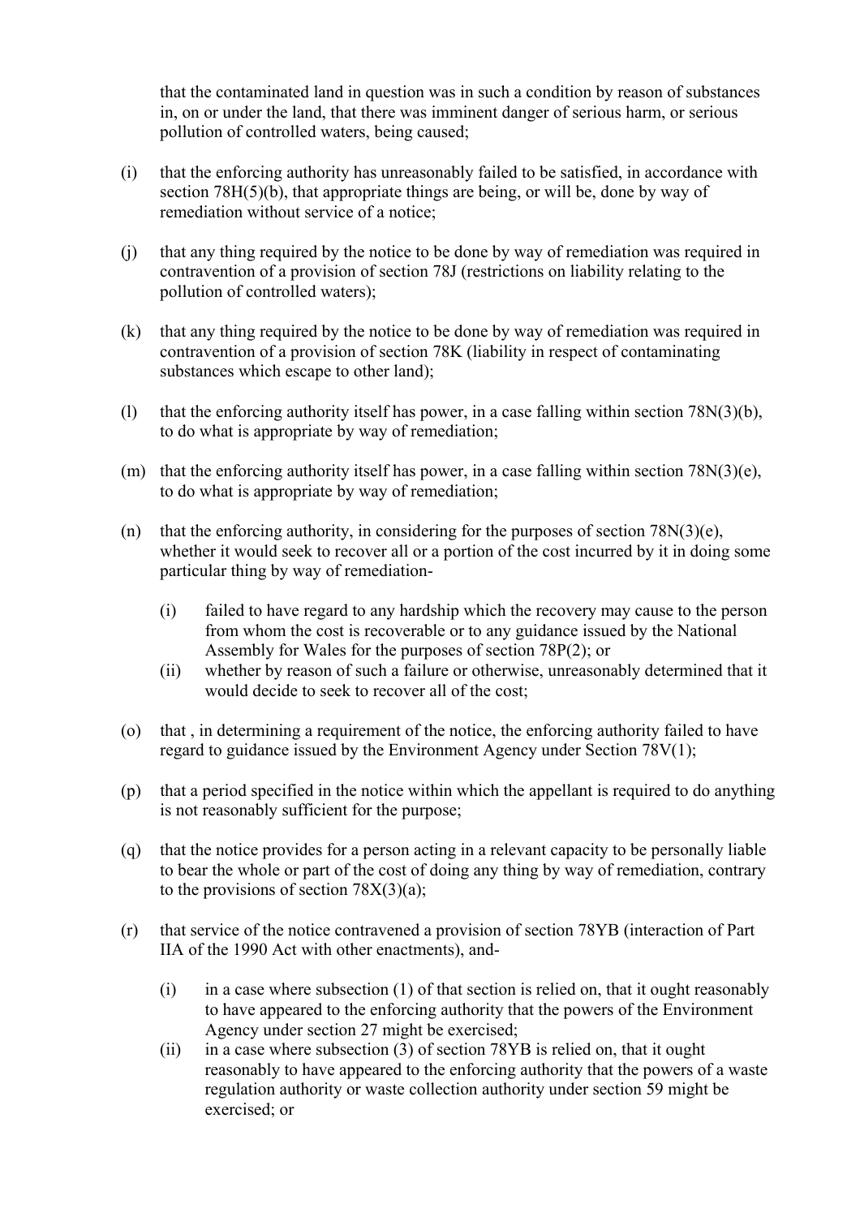that the contaminated land in question was in such a condition by reason of substances in, on or under the land, that there was imminent danger of serious harm, or serious pollution of controlled waters, being caused;

(i) that the enforcing authority has unreasonably failed to be satisfied, in accordance with section 78H(5)(b), that appropriate things are being, or will be, done by way of remediation without service of a notice;

(j) that any thing required by the notice to be done by way of remediation was required in contravention of a provision of section 78J (restrictions on liability relating to the pollution of controlled waters);

(k) that any thing required by the notice to be done by way of remediation was required in contravention of a provision of section 78K (liability in respect of contaminating substances which escape to other land);

(l) that the enforcing authority itself has power, in a case falling within section 78N(3)(b), to do what is appropriate by way of remediation;

(m) that the enforcing authority itself has power, in a case falling within section 78N(3)(e), to do what is appropriate by way of remediation;

(n) that the enforcing authority, in considering for the purposes of section 78N(3)(e), whether it would seek to recover all or a portion of the cost incurred by it in doing some particular thing by way of remediation-

   (i) failed to have regard to any hardship which the recovery may cause to the person from whom the cost is recoverable or to any guidance issued by the National Assembly for Wales for the purposes of section 78P(2); or
   (ii) whether by reason of such a failure or otherwise, unreasonably determined that it would decide to seek to recover all of the cost;

(o) that , in determining a requirement of the notice, the enforcing authority failed to have regard to guidance issued by the Environment Agency under Section 78V(1);

(p) that a period specified in the notice within which the appellant is required to do anything is not reasonably sufficient for the purpose;

(q) that the notice provides for a person acting in a relevant capacity to be personally liable to bear the whole or part of the cost of doing any thing by way of remediation, contrary to the provisions of section 78X(3)(a);

(r) that service of the notice contravened a provision of section 78YB (interaction of Part IIA of the 1990 Act with other enactments), and-

   (i) in a case where subsection (1) of that section is relied on, that it ought reasonably to have appeared to the enforcing authority that the powers of the Environment Agency under section 27 might be exercised;
   (ii) in a case where subsection (3) of section 78YB is relied on, that it ought reasonably to have appeared to the enforcing authority that the powers of a waste regulation authority or waste collection authority under section 59 might be exercised; or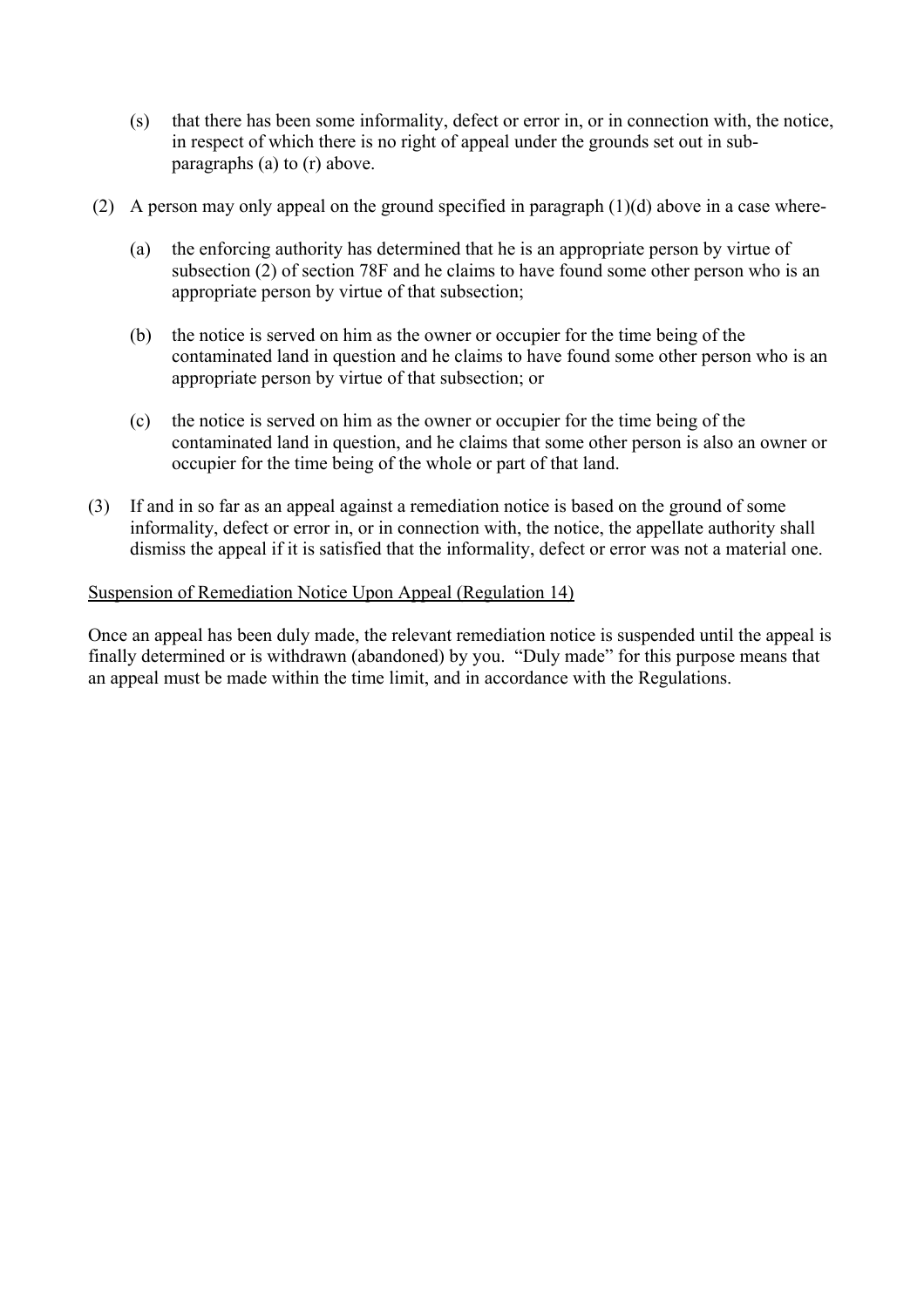(s) that there has been some informality, defect or error in, or in connection with, the notice, in respect of which there is no right of appeal under the grounds set out in sub-paragraphs (a) to (r) above.

(2) A person may only appeal on the ground specified in paragraph (1)(d) above in a case where-

(a) the enforcing authority has determined that he is an appropriate person by virtue of subsection (2) of section 78F and he claims to have found some other person who is an appropriate person by virtue of that subsection;

(b) the notice is served on him as the owner or occupier for the time being of the contaminated land in question and he claims to have found some other person who is an appropriate person by virtue of that subsection; or

(c) the notice is served on him as the owner or occupier for the time being of the contaminated land in question, and he claims that some other person is also an owner or occupier for the time being of the whole or part of that land.

(3) If and in so far as an appeal against a remediation notice is based on the ground of some informality, defect or error in, or in connection with, the notice, the appellate authority shall dismiss the appeal if it is satisfied that the informality, defect or error was not a material one.

<u>Suspension of Remediation Notice Upon Appeal (Regulation 14)</u>

Once an appeal has been duly made, the relevant remediation notice is suspended until the appeal is finally determined or is withdrawn (abandoned) by you. "Duly made" for this purpose means that an appeal must be made within the time limit, and in accordance with the Regulations.